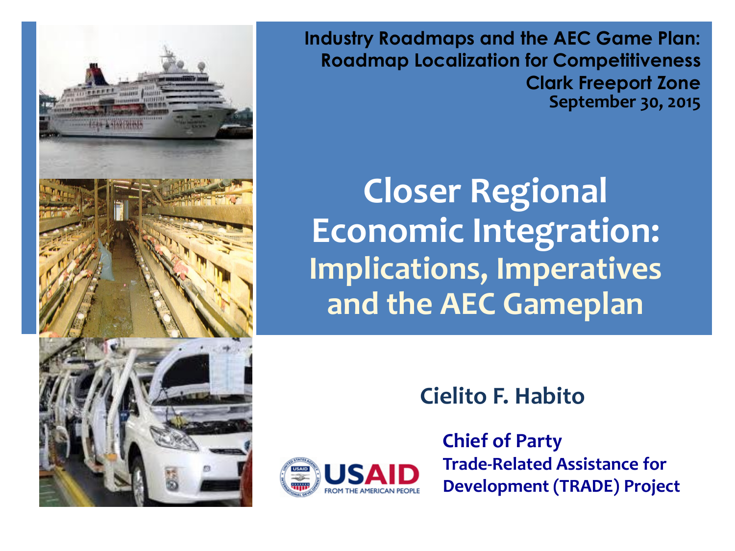**Industry Roadmaps and the AEC Game Plan:**
**Roadmap Localization for Competitiveness**
**Clark Freeport Zone**
**September 30, 2015**

# Closer Regional Economic Integration: Implications, Imperatives and the AEC Gameplan

**Cielito F. Habito**

**Chief of Party**
**Trade-Related Assistance for Development (TRADE) Project**

USAID
FROM THE AMERICAN PEOPLE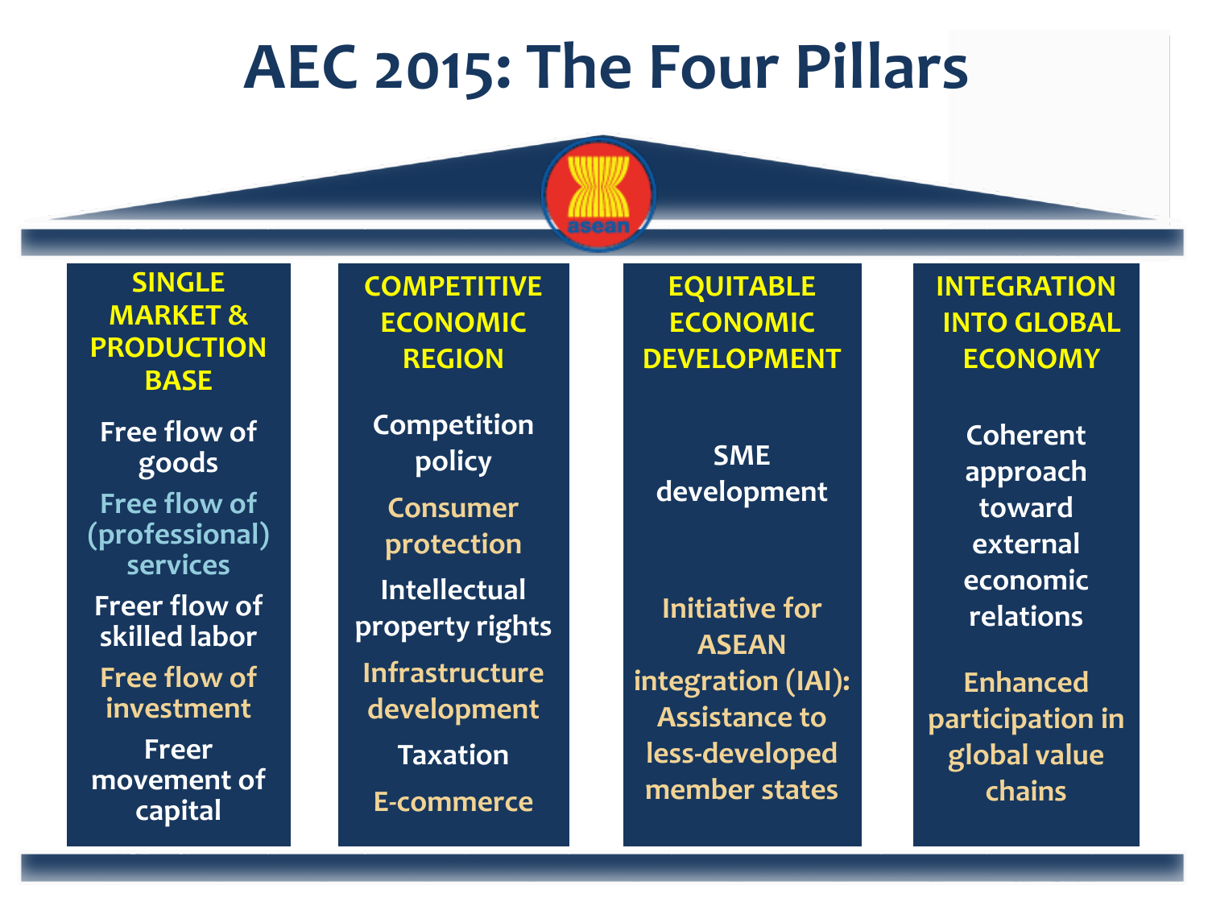# AEC 2015: The Four Pillars

## SINGLE MARKET & PRODUCTION BASE

- Free flow of goods
- Free flow of (professional) services
- Freer flow of skilled labor
- Free flow of investment
- Freer movement of capital

## COMPETITIVE ECONOMIC REGION

- Competition policy
- Consumer protection
- Intellectual property rights
- Infrastructure development
- Taxation
- E-commerce

## EQUITABLE ECONOMIC DEVELOPMENT

- SME development
- Initiative for ASEAN integration (IAI): Assistance to less-developed member states

## INTEGRATION INTO GLOBAL ECONOMY

- Coherent approach toward external economic relations
- Enhanced participation in global value chains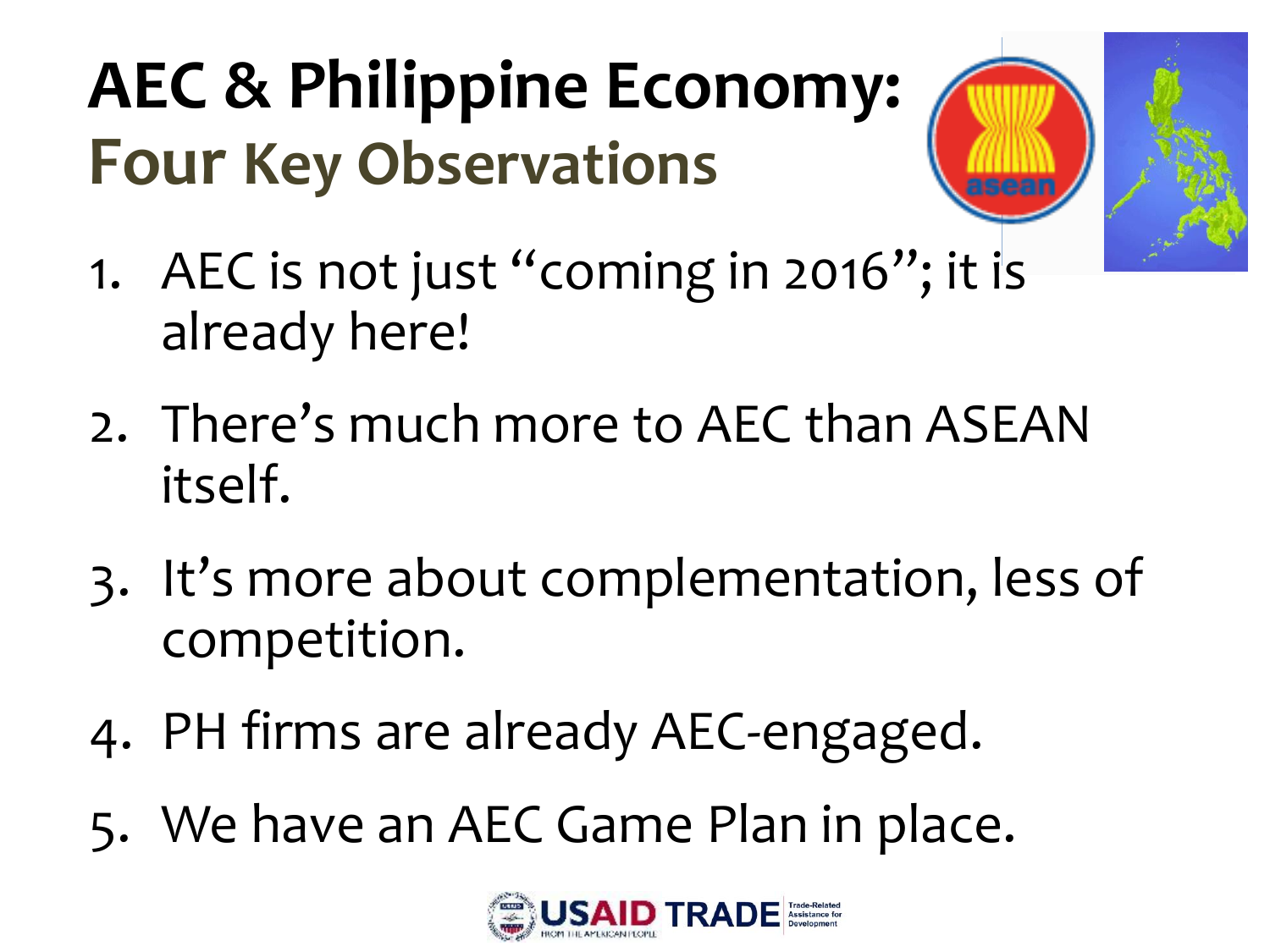# AEC & Philippine Economy:
## Four Key Observations

1. AEC is not just "coming in 2016"; it is already here!
2. There's much more to AEC than ASEAN itself.
3. It's more about complementation, less of competition.
4. PH firms are already AEC-engaged.
5. We have an AEC Game Plan in place.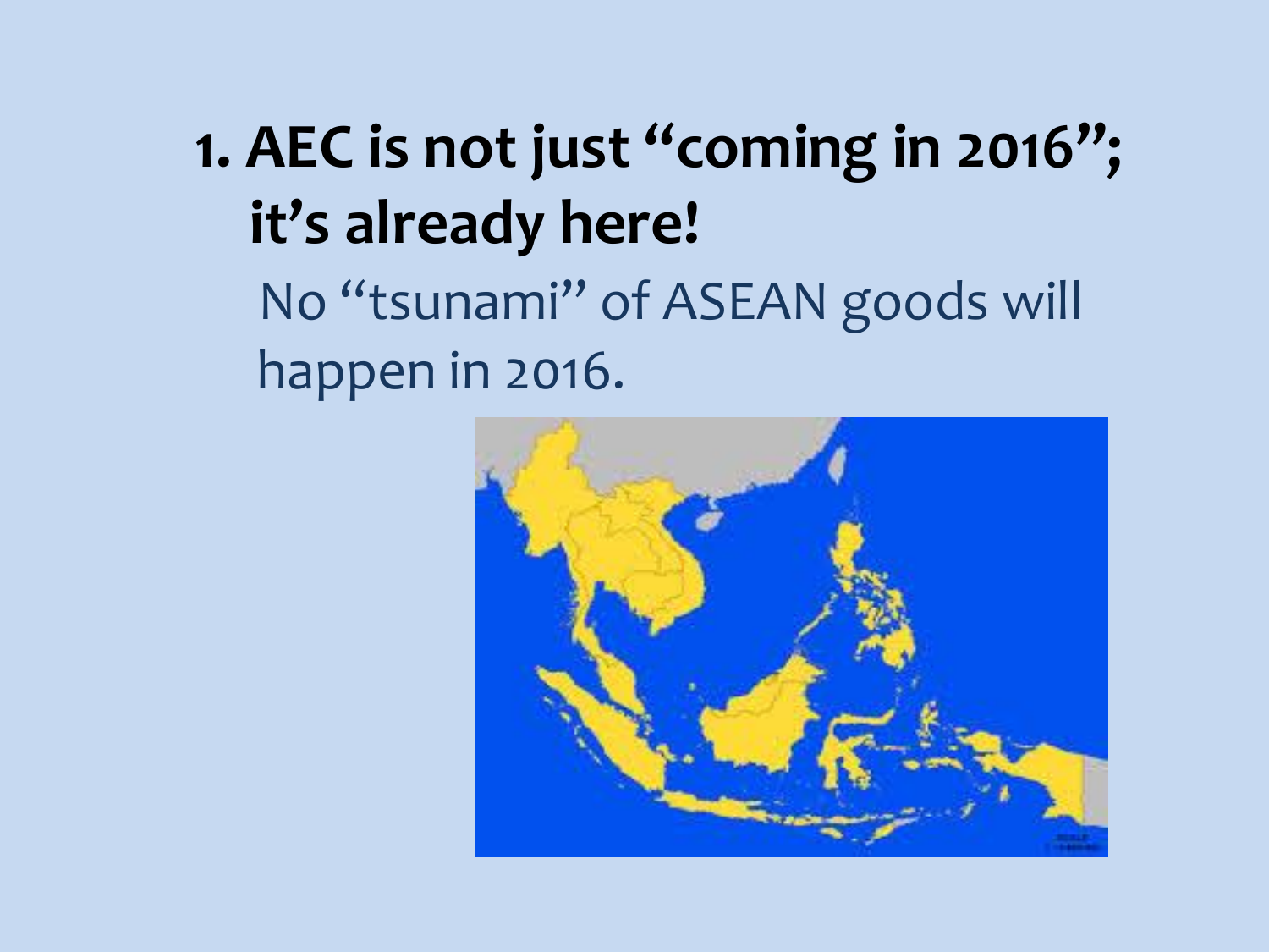1. **AEC is not just "coming in 2016"; it's already here!**

   No "tsunami" of ASEAN goods will happen in 2016.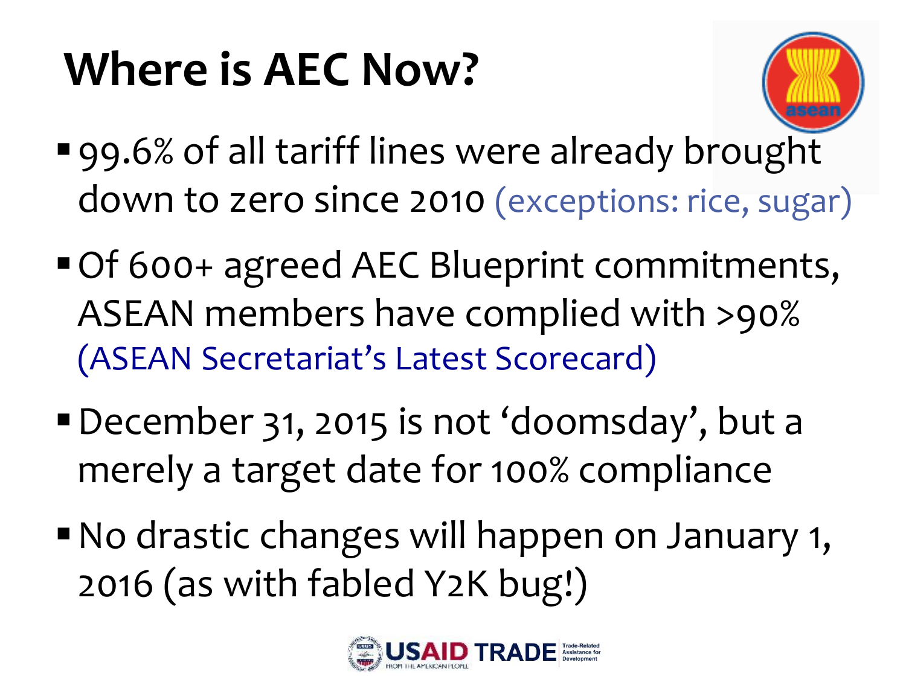# Where is AEC Now?

- 99.6% of all tariff lines were already brought down to zero since 2010 (exceptions: rice, sugar)
- Of 600+ agreed AEC Blueprint commitments, ASEAN members have complied with >90% (ASEAN Secretariat's Latest Scorecard)
- December 31, 2015 is not 'doomsday', but a merely a target date for 100% compliance
- No drastic changes will happen on January 1, 2016 (as with fabled Y2K bug!)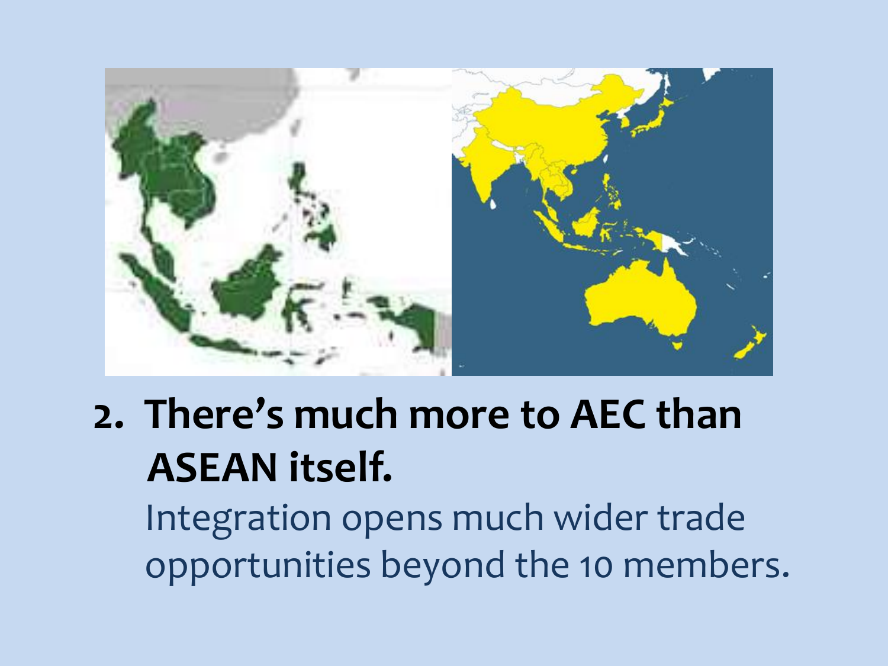2. **There's much more to AEC than ASEAN itself.**

   Integration opens much wider trade opportunities beyond the 10 members.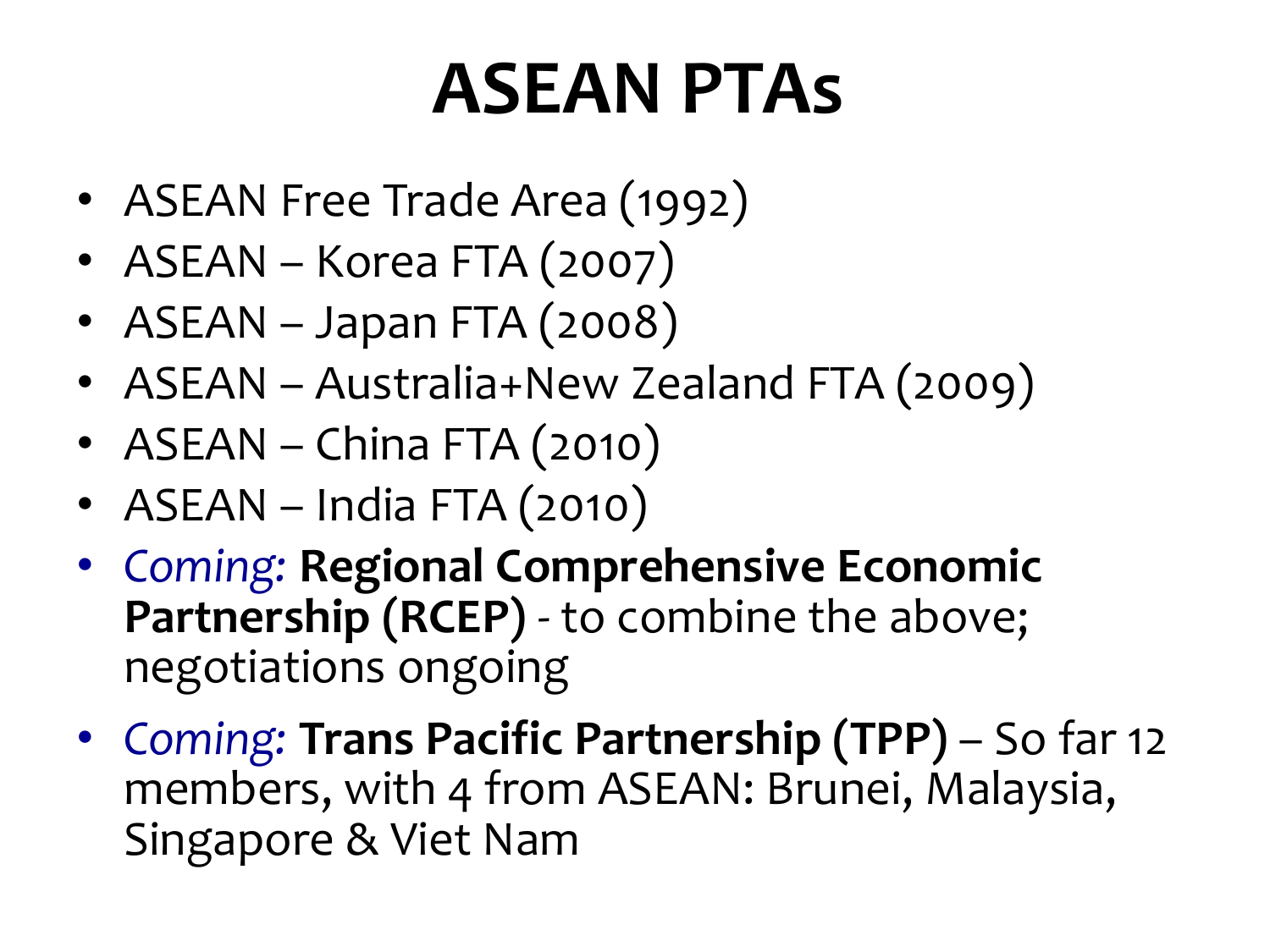# ASEAN PTAs

- ASEAN Free Trade Area (1992)
- ASEAN – Korea FTA (2007)
- ASEAN – Japan FTA (2008)
- ASEAN – Australia+New Zealand FTA (2009)
- ASEAN – China FTA (2010)
- ASEAN – India FTA (2010)
- *Coming:* **Regional Comprehensive Economic Partnership (RCEP)** - to combine the above; negotiations ongoing
- *Coming:* **Trans Pacific Partnership (TPP)** – So far 12 members, with 4 from ASEAN: Brunei, Malaysia, Singapore & Viet Nam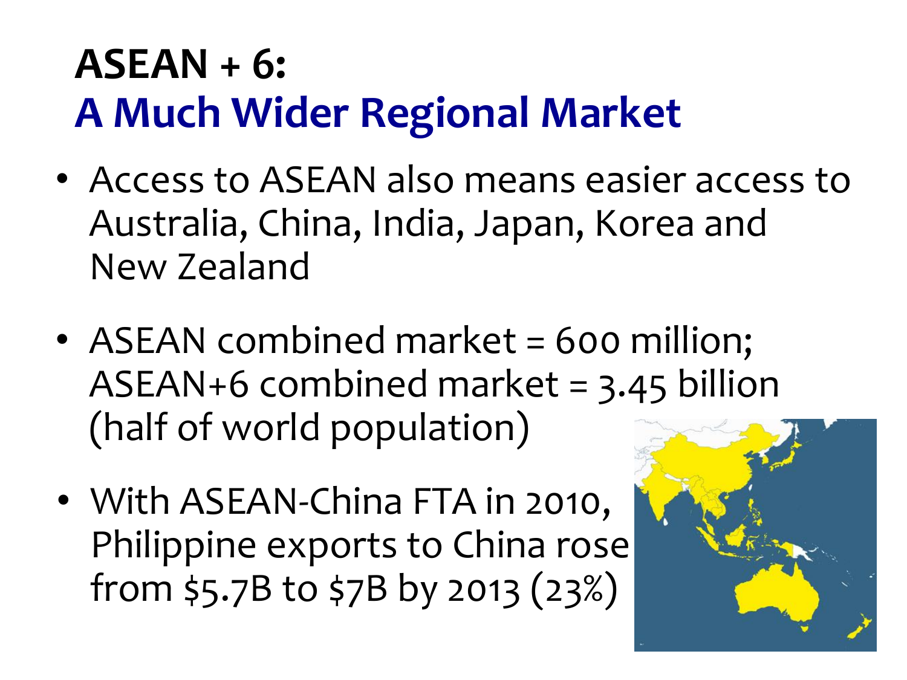# ASEAN + 6: A Much Wider Regional Market

- Access to ASEAN also means easier access to Australia, China, India, Japan, Korea and New Zealand
- ASEAN combined market = 600 million; ASEAN+6 combined market = 3.45 billion (half of world population)
- With ASEAN-China FTA in 2010, Philippine exports to China rose from $5.7B to $7B by 2013 (23%)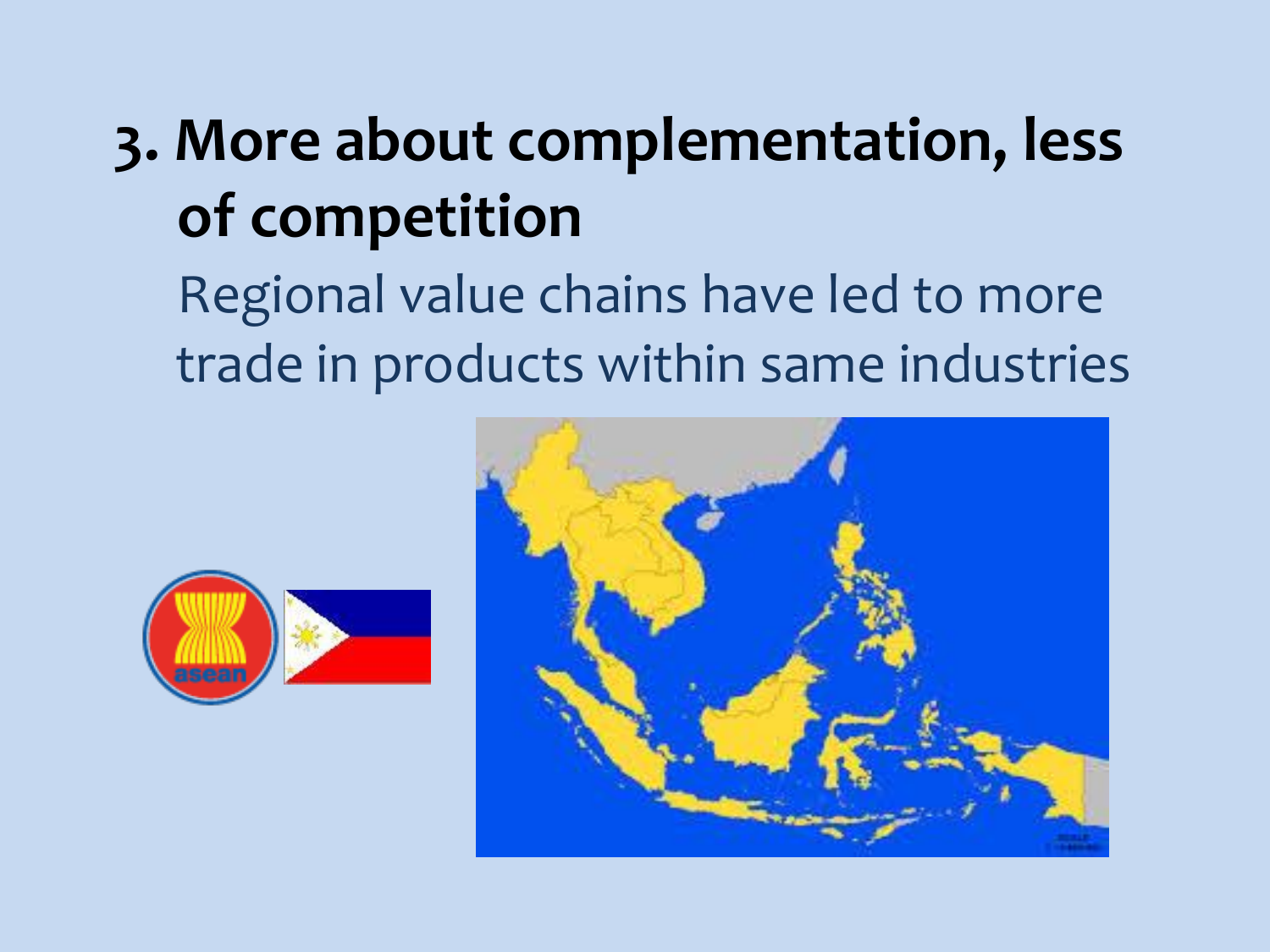# 3. More about complementation, less of competition

Regional value chains have led to more trade in products within same industries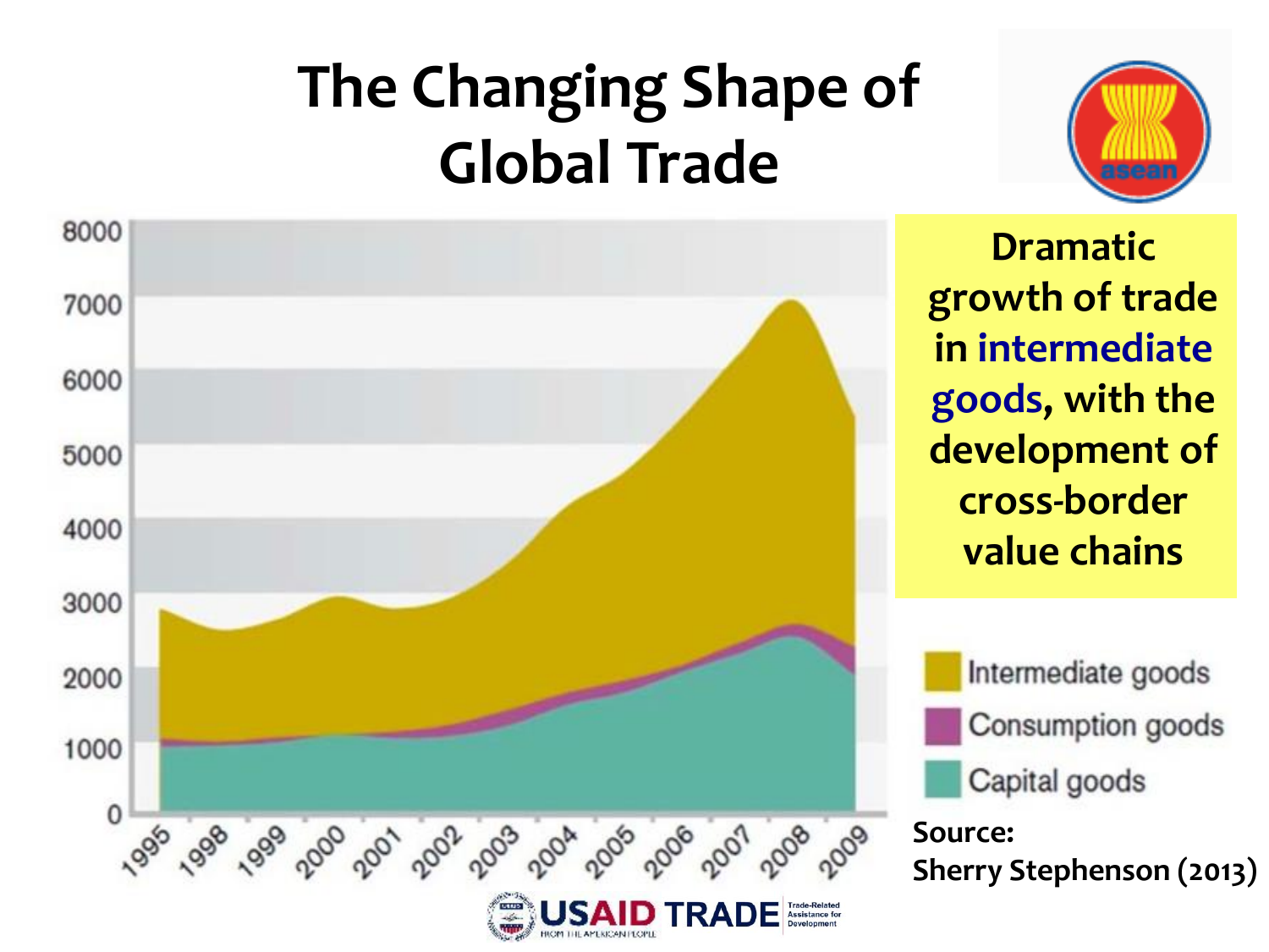# The Changing Shape of Global Trade

Dramatic growth of trade in intermediate goods, with the development of cross-border value chains

Intermediate goods
Consumption goods
Capital goods

Source:
Sherry Stephenson (2013)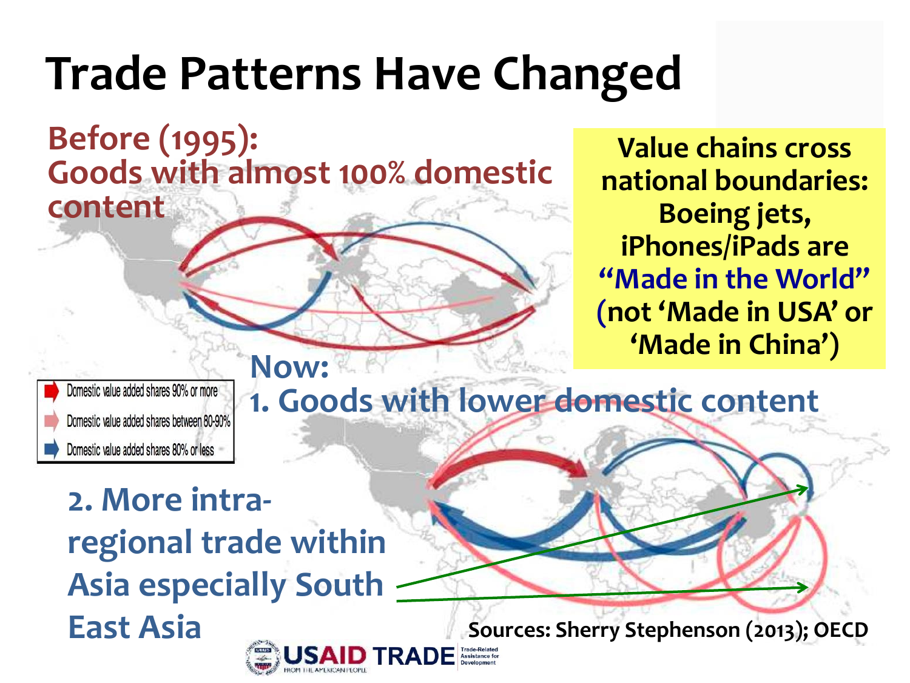# Trade Patterns Have Changed

**Before (1995):**
**Goods with almost 100% domestic content**

**Value chains cross national boundaries: Boeing jets, iPhones/iPads are "Made in the World" (not 'Made in USA' or 'Made in China')**

- Domestic value added shares 90% or more
- Domestic value added shares between 80-90%
- Domestic value added shares 80% or less

**Now:**

**1. Goods with lower domestic content**

**2. More intra-regional trade within Asia especially South East Asia**

**Sources: Sherry Stephenson (2013); OECD**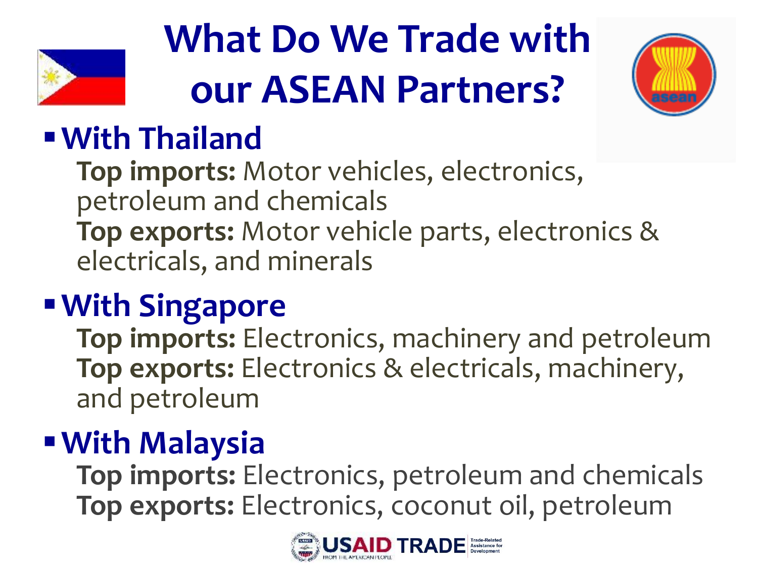# What Do We Trade with our ASEAN Partners?

- **With Thailand**

  **Top imports:** Motor vehicles, electronics, petroleum and chemicals

  **Top exports:** Motor vehicle parts, electronics & electricals, and minerals

- **With Singapore**

  **Top imports:** Electronics, machinery and petroleum

  **Top exports:** Electronics & electricals, machinery, and petroleum

- **With Malaysia**

  **Top imports:** Electronics, petroleum and chemicals

  **Top exports:** Electronics, coconut oil, petroleum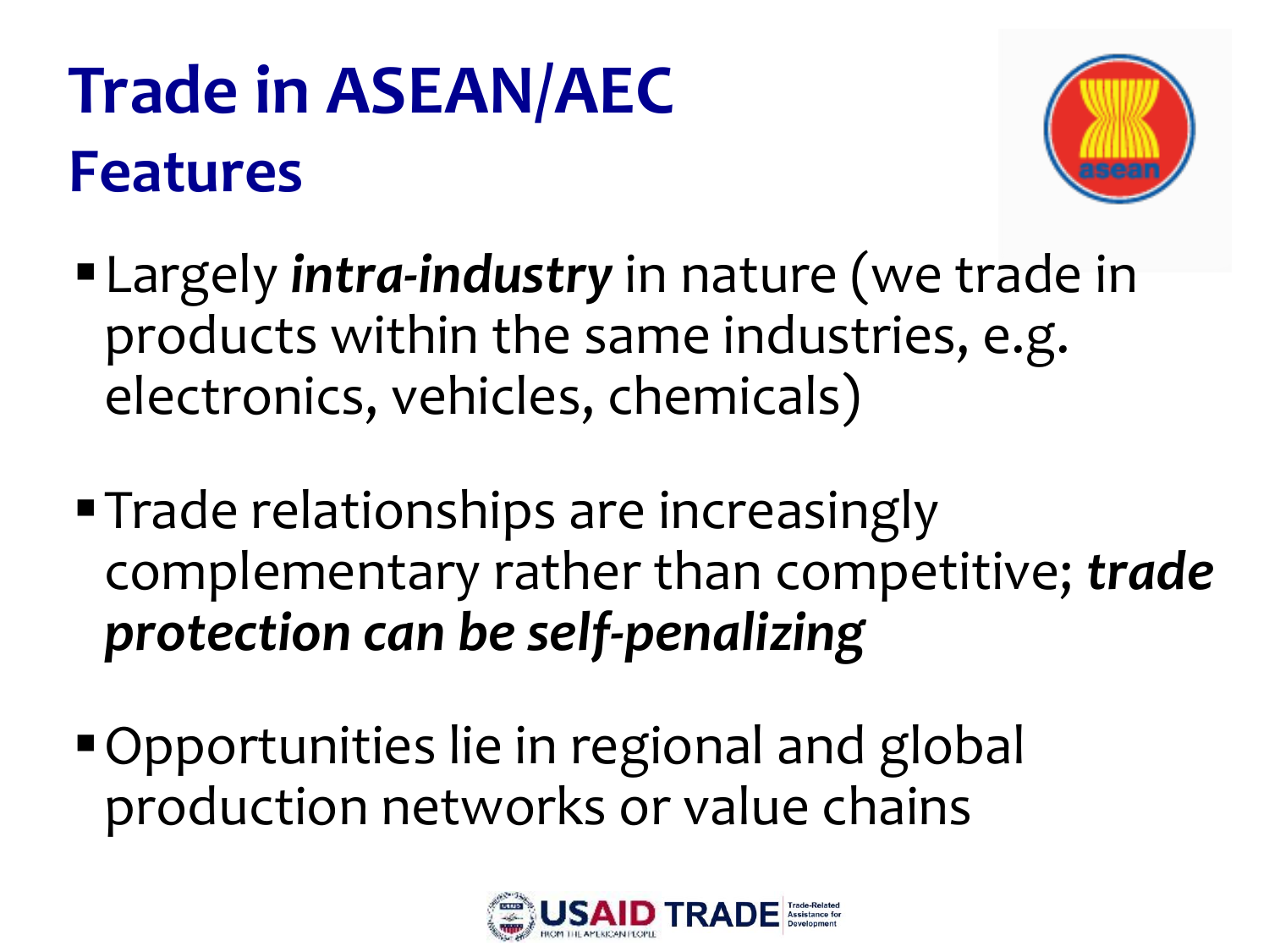# Trade in ASEAN/AEC

## Features

- Largely ***intra-industry*** in nature (we trade in products within the same industries, e.g. electronics, vehicles, chemicals)
- Trade relationships are increasingly complementary rather than competitive; ***trade protection can be self-penalizing***
- Opportunities lie in regional and global production networks or value chains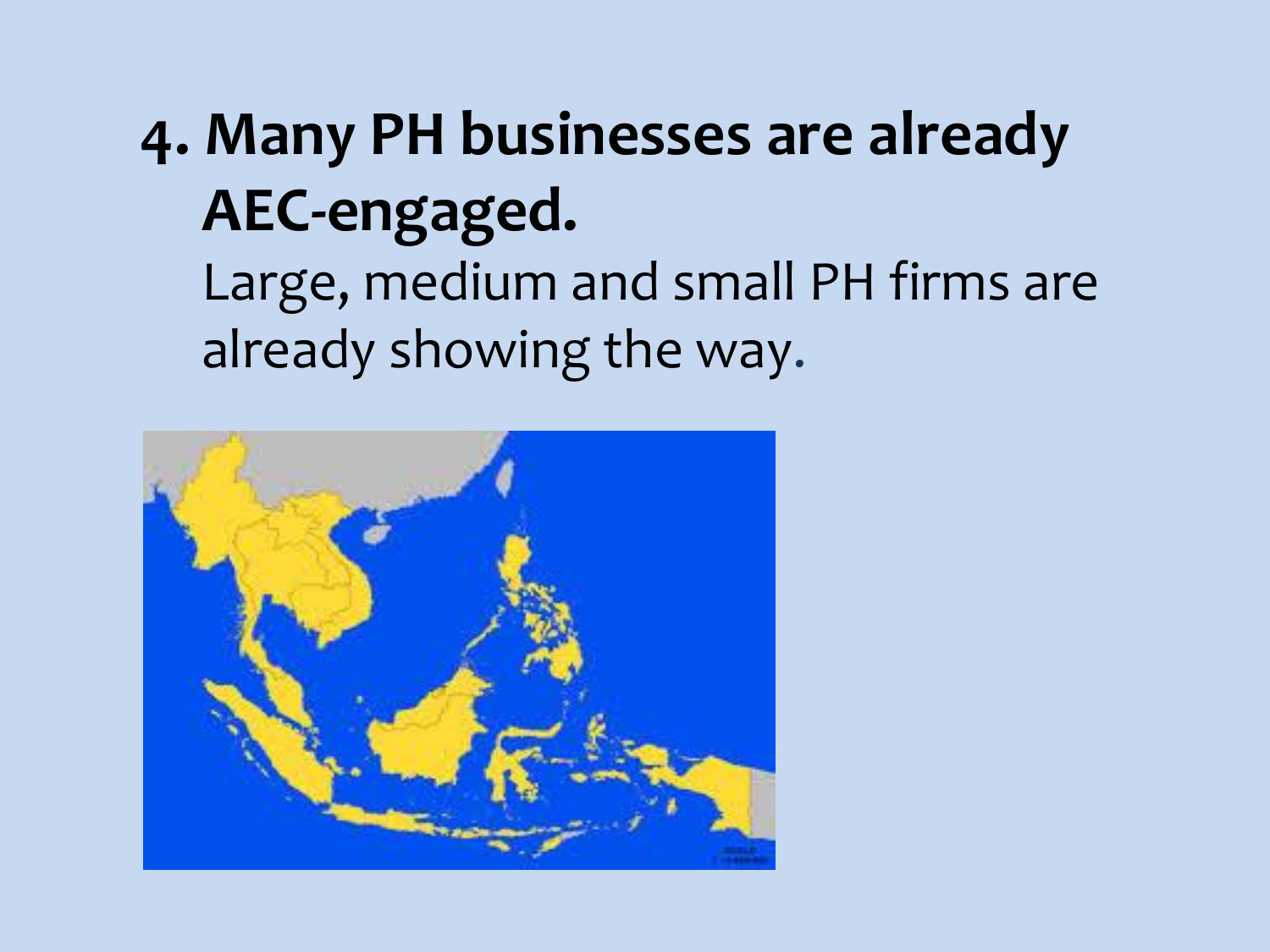4. **Many PH businesses are already AEC-engaged.**

   Large, medium and small PH firms are already showing the way.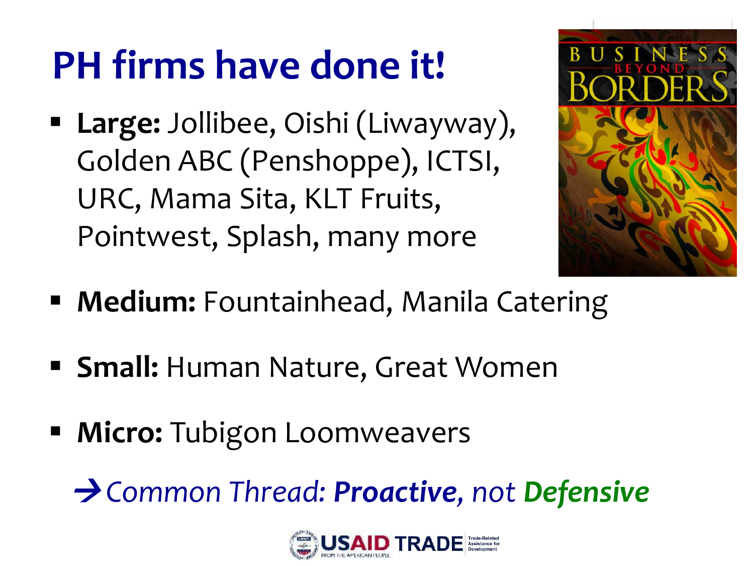# PH firms have done it!

- **Large:** Jollibee, Oishi (Liwayway), Golden ABC (Penshoppe), ICTSI, URC, Mama Sita, KLT Fruits, Pointwest, Splash, many more
- **Medium:** Fountainhead, Manila Catering
- **Small:** Human Nature, Great Women
- **Micro:** Tubigon Loomweavers

→ *Common Thread:* ***Proactive****, not* ***Defensive***

BUSINESS BEYOND BORDERS

USAID TRADE Trade-Related Assistance for Development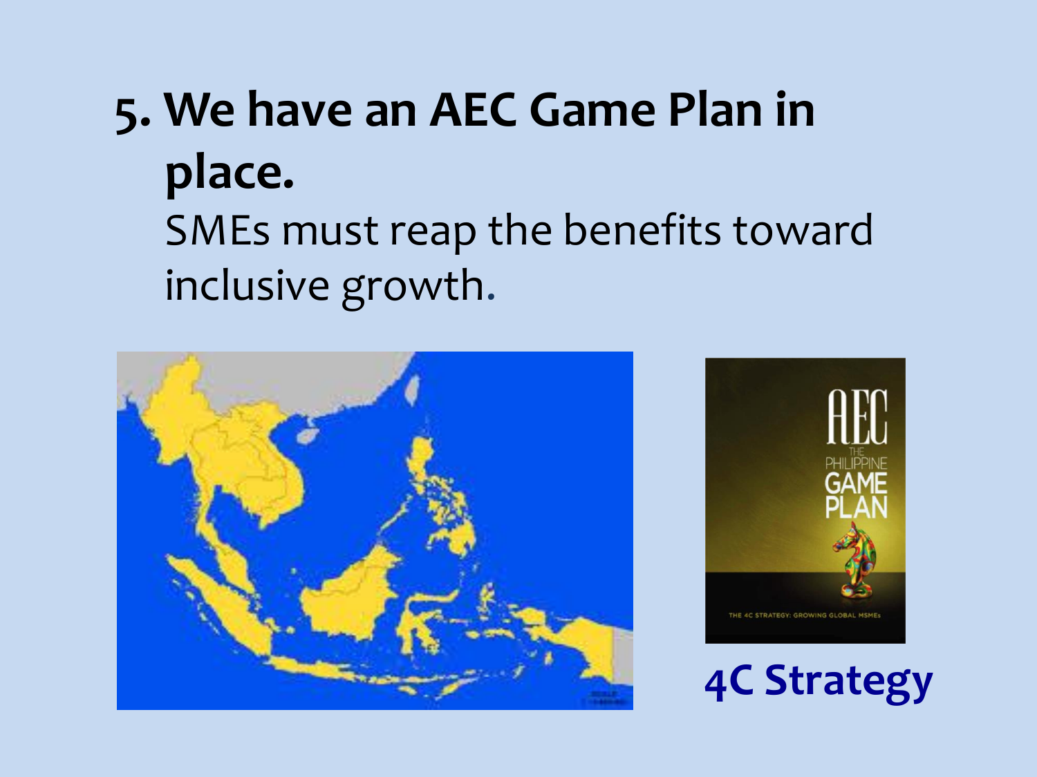## 5. We have an AEC Game Plan in place.

SMEs must reap the benefits toward inclusive growth.

**4C Strategy**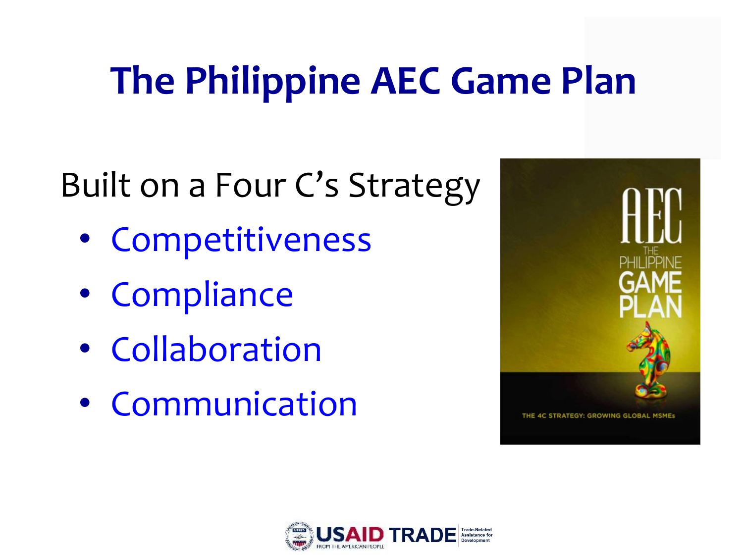# The Philippine AEC Game Plan

Built on a Four C's Strategy

- Competitiveness
- Compliance
- Collaboration
- Communication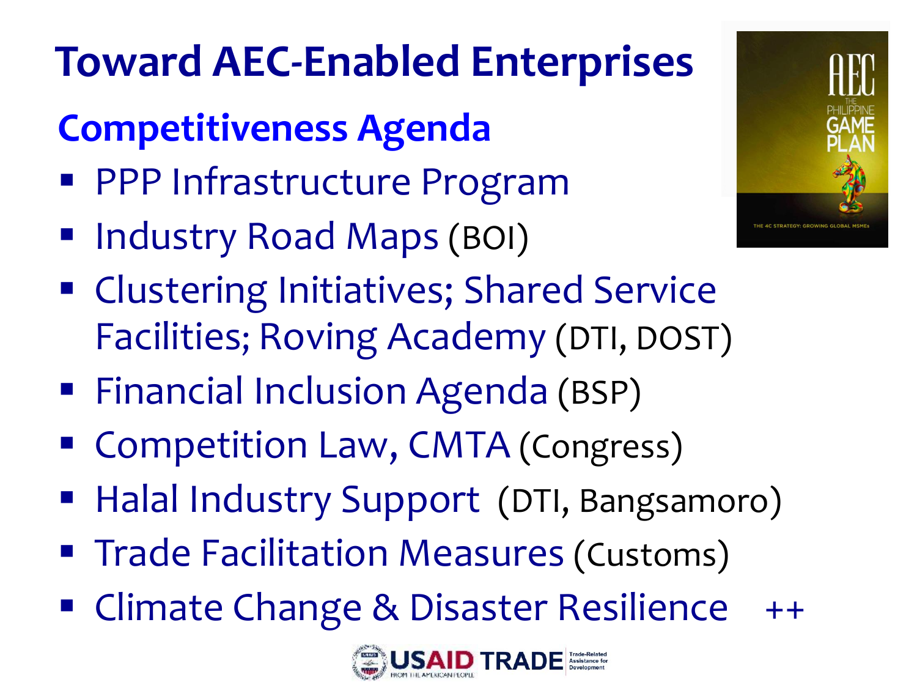# Toward AEC-Enabled Enterprises

## Competitiveness Agenda

- PPP Infrastructure Program
- Industry Road Maps (BOI)
- Clustering Initiatives; Shared Service Facilities; Roving Academy (DTI, DOST)
- Financial Inclusion Agenda (BSP)
- Competition Law, CMTA (Congress)
- Halal Industry Support (DTI, Bangsamoro)
- Trade Facilitation Measures (Customs)
- Climate Change & Disaster Resilience ++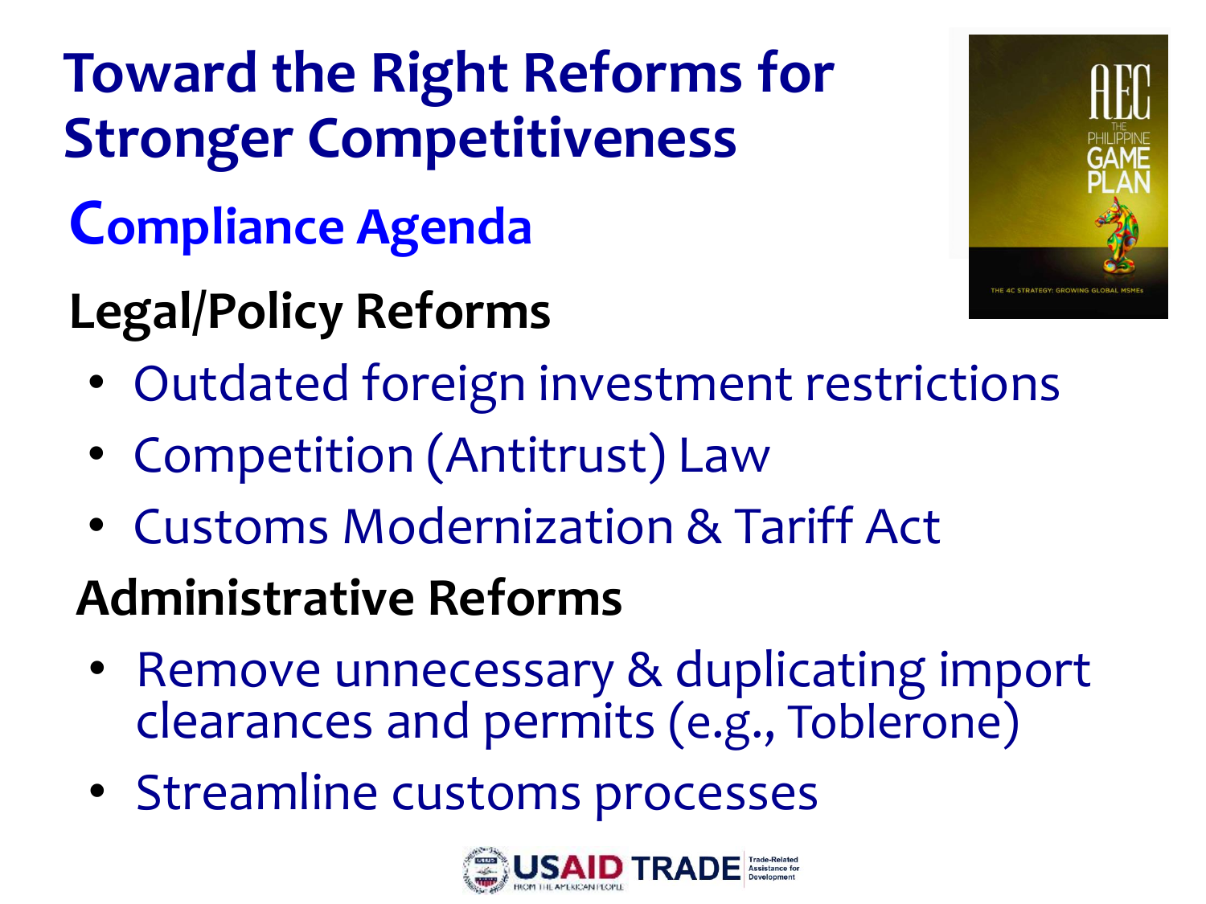# Toward the Right Reforms for Stronger Competitiveness

## Compliance Agenda

### Legal/Policy Reforms

- Outdated foreign investment restrictions
- Competition (Antitrust) Law
- Customs Modernization & Tariff Act

### Administrative Reforms

- Remove unnecessary & duplicating import clearances and permits (e.g., Toblerone)
- Streamline customs processes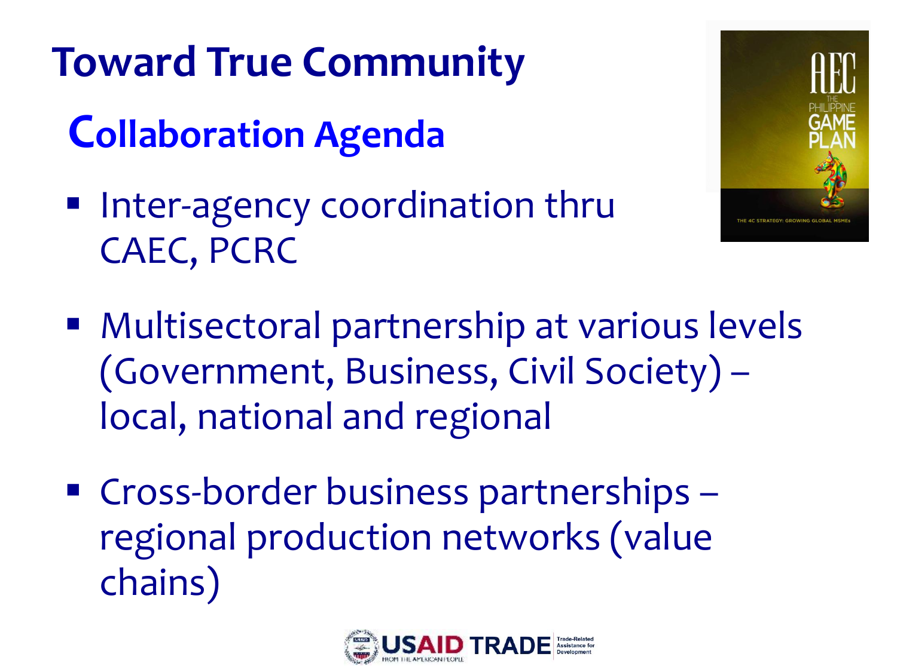# Toward True Community

## Collaboration Agenda

- Inter-agency coordination thru CAEC, PCRC
- Multisectoral partnership at various levels (Government, Business, Civil Society) – local, national and regional
- Cross-border business partnerships – regional production networks (value chains)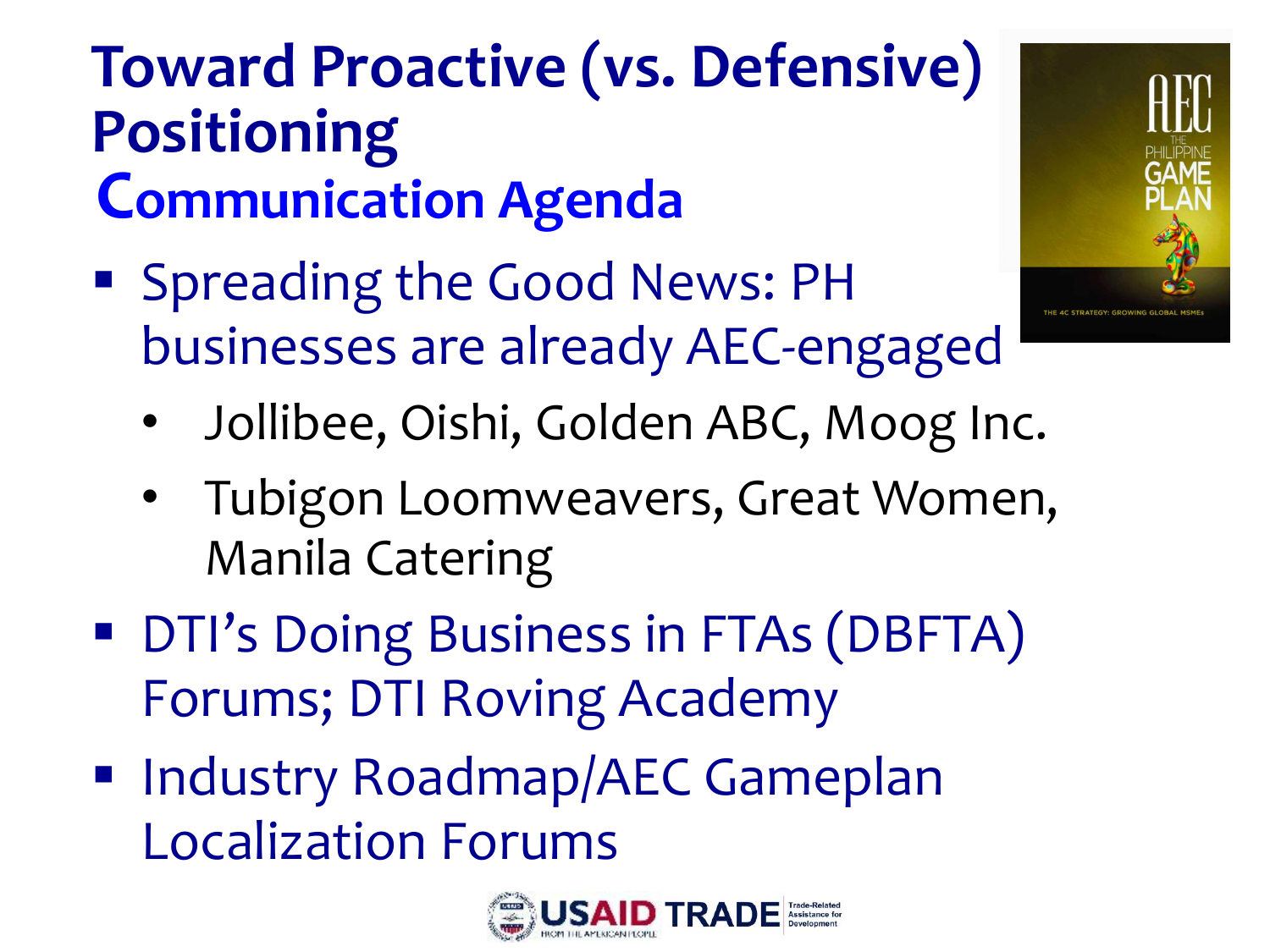# Toward Proactive (vs. Defensive) Positioning

## Communication Agenda

- Spreading the Good News: PH businesses are already AEC-engaged
  - Jollibee, Oishi, Golden ABC, Moog Inc.
  - Tubigon Loomweavers, Great Women, Manila Catering
- DTI's Doing Business in FTAs (DBFTA) Forums; DTI Roving Academy
- Industry Roadmap/AEC Gameplan Localization Forums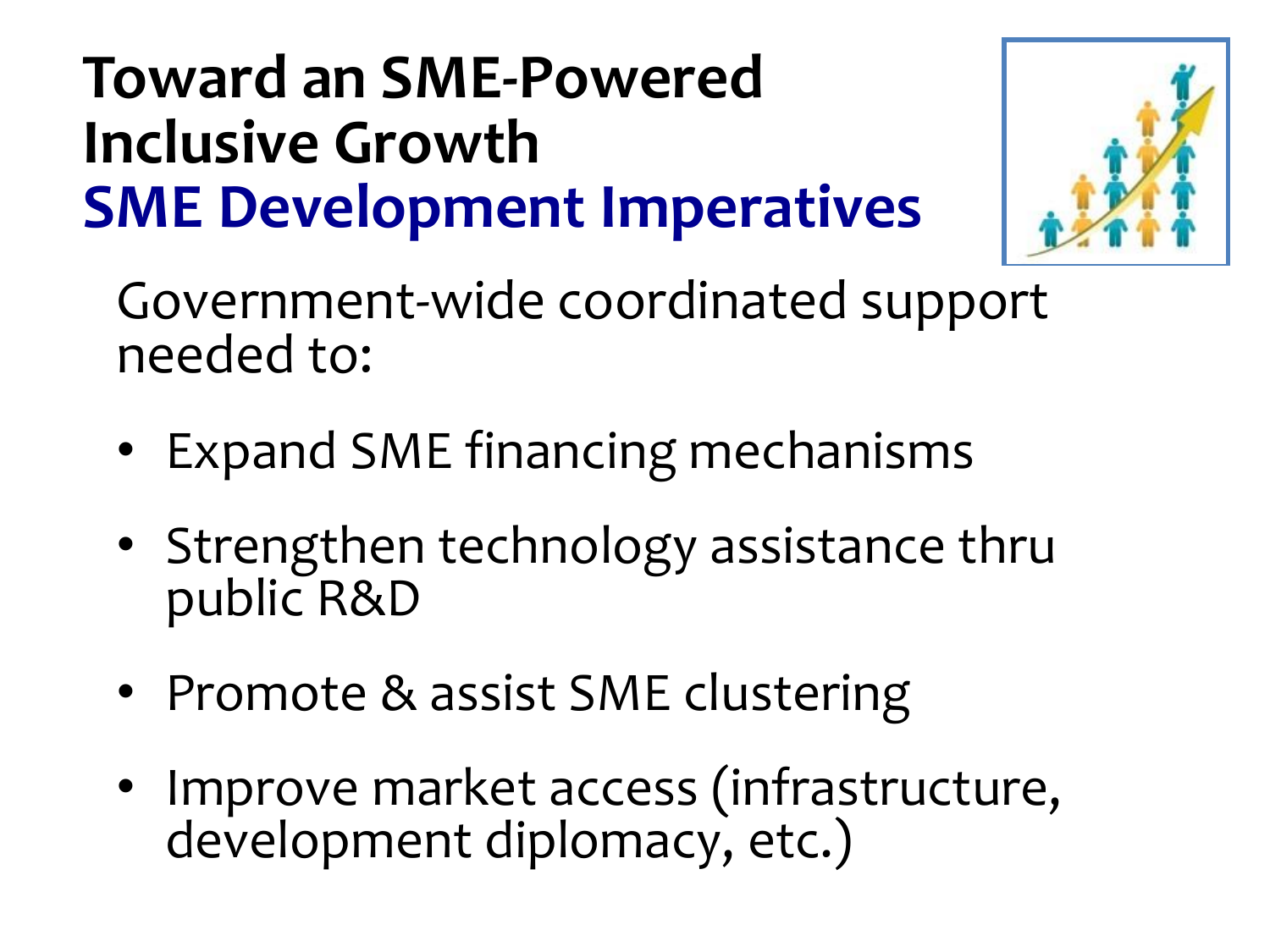# Toward an SME-Powered Inclusive Growth

## SME Development Imperatives

Government-wide coordinated support needed to:

- Expand SME financing mechanisms
- Strengthen technology assistance thru public R&D
- Promote & assist SME clustering
- Improve market access (infrastructure, development diplomacy, etc.)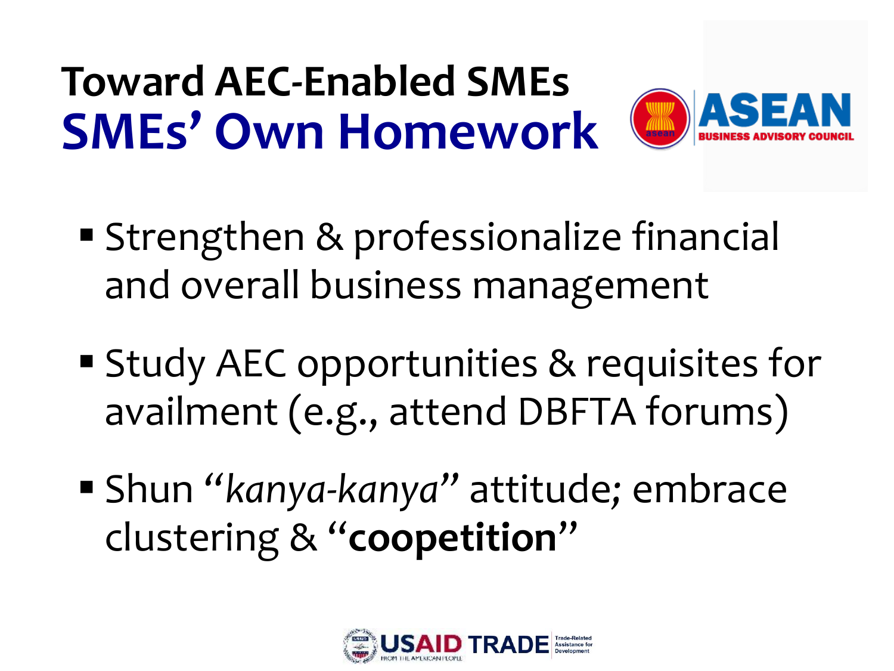# Toward AEC-Enabled SMEs
## SMEs' Own Homework

- Strengthen & professionalize financial and overall business management
- Study AEC opportunities & requisites for availment (e.g., attend DBFTA forums)
- Shun *"kanya-kanya"* attitude; embrace clustering & "**coopetition**"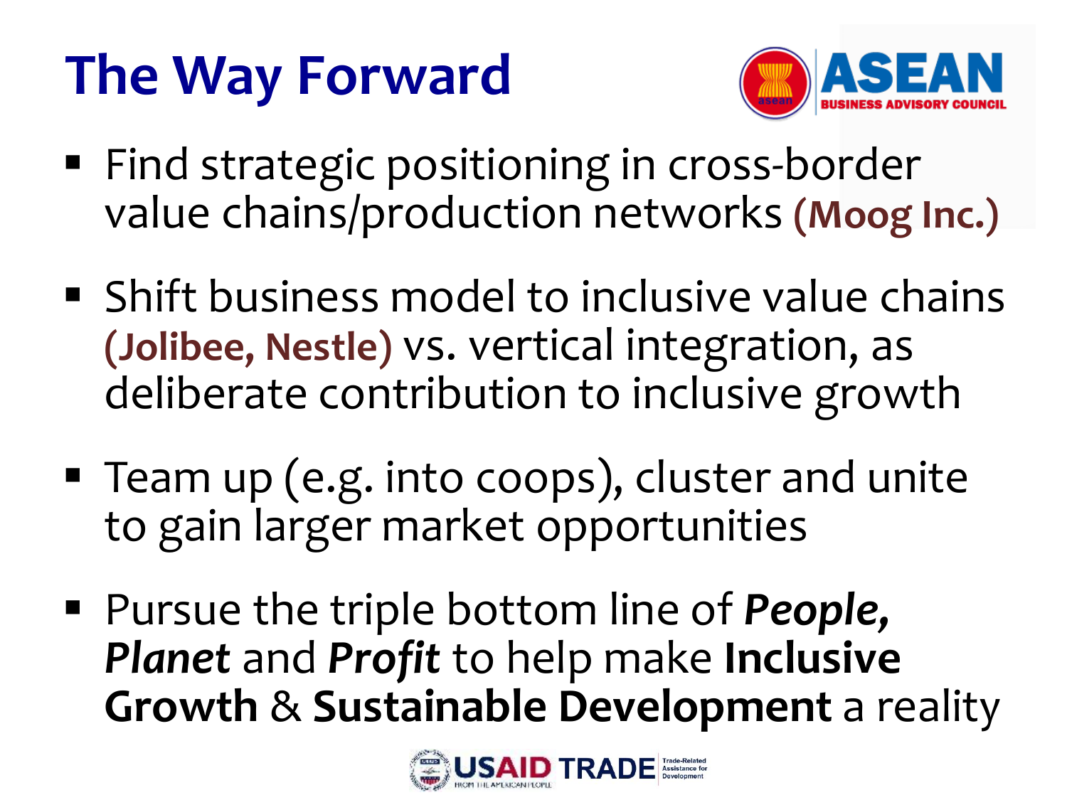# The Way Forward

- Find strategic positioning in cross-border value chains/production networks **(Moog Inc.)**
- Shift business model to inclusive value chains **(Jolibee, Nestle)** vs. vertical integration, as deliberate contribution to inclusive growth
- Team up (e.g. into coops), cluster and unite to gain larger market opportunities
- Pursue the triple bottom line of ***People, Planet*** and ***Profit*** to help make **Inclusive Growth** & **Sustainable Development** a reality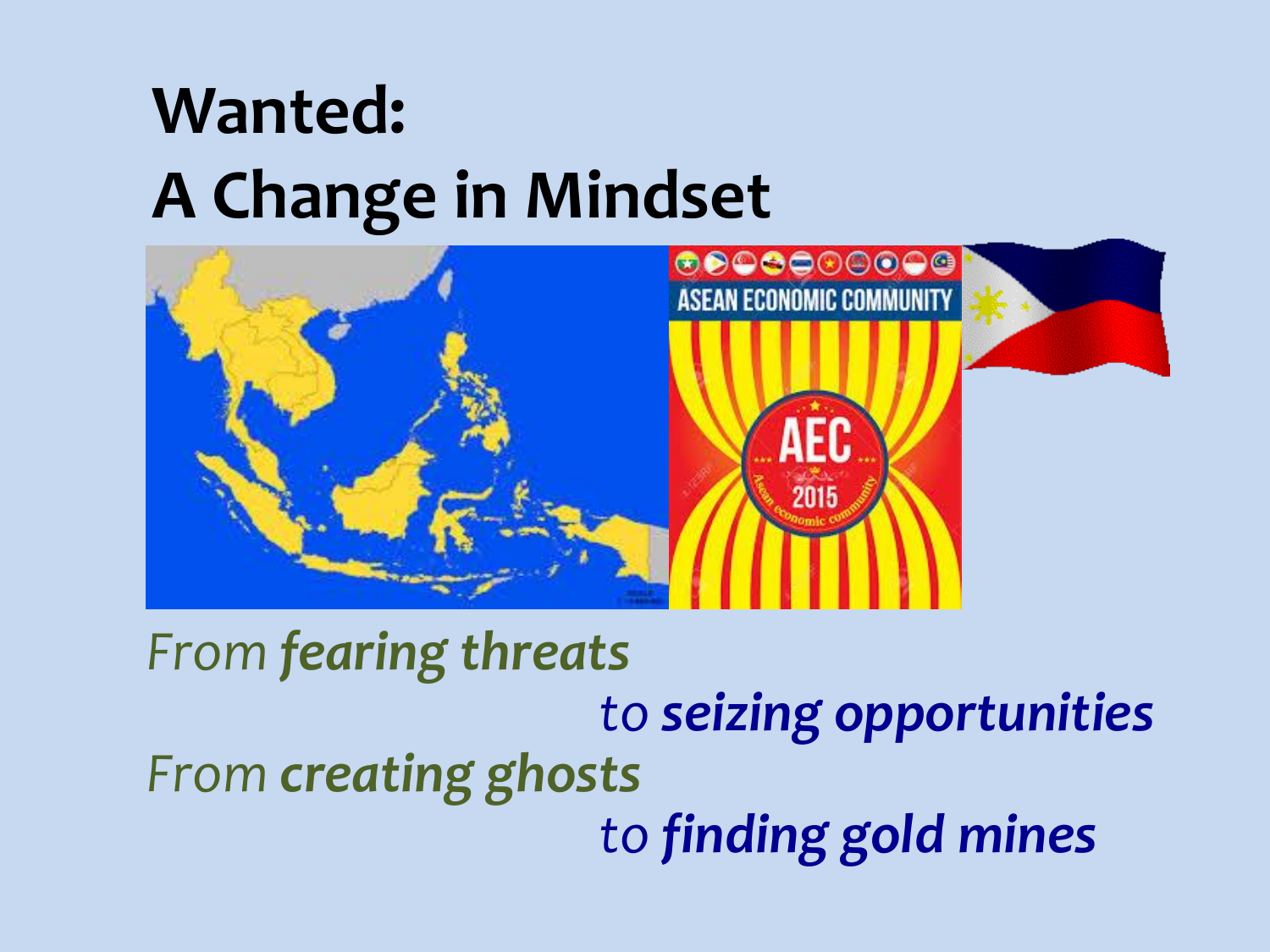# Wanted:
# A Change in Mindset

*From **fearing threats***

*to **seizing opportunities***

*From **creating ghosts***

*to **finding gold mines***